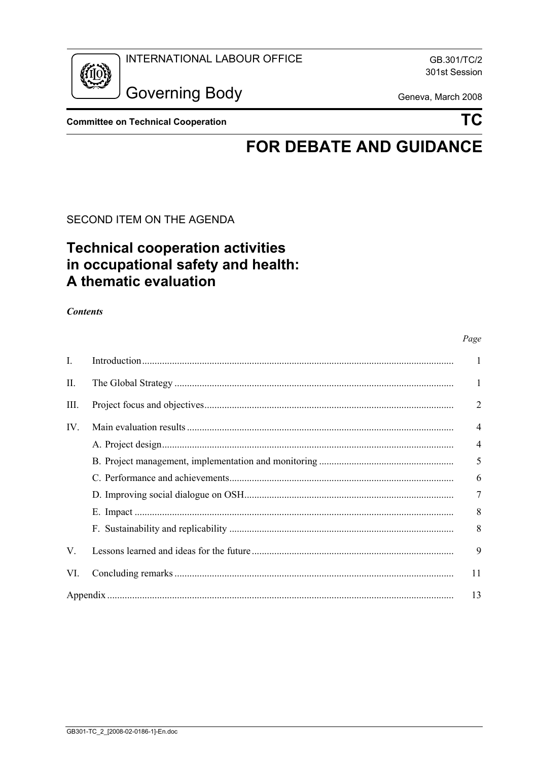INTERNATIONAL LABOUR OFFICE

# Governing Body

GB.301/TC/2
301st Session

Geneva, March 2008

**Committee on Technical Cooperation** **TC**

# FOR DEBATE AND GUIDANCE

SECOND ITEM ON THE AGENDA

## Technical cooperation activities in occupational safety and health: A thematic evaluation

***Contents***

| | | *Page* |
|---|---|---|
| I. | Introduction | 1 |
| II. | The Global Strategy | 1 |
| III. | Project focus and objectives | 2 |
| IV. | Main evaluation results | 4 |
| | A. Project design | 4 |
| | B. Project management, implementation and monitoring | 5 |
| | C. Performance and achievements | 6 |
| | D. Improving social dialogue on OSH | 7 |
| | E. Impact | 8 |
| | F. Sustainability and replicability | 8 |
| V. | Lessons learned and ideas for the future | 9 |
| VI. | Concluding remarks | 11 |
| Appendix | | 13 |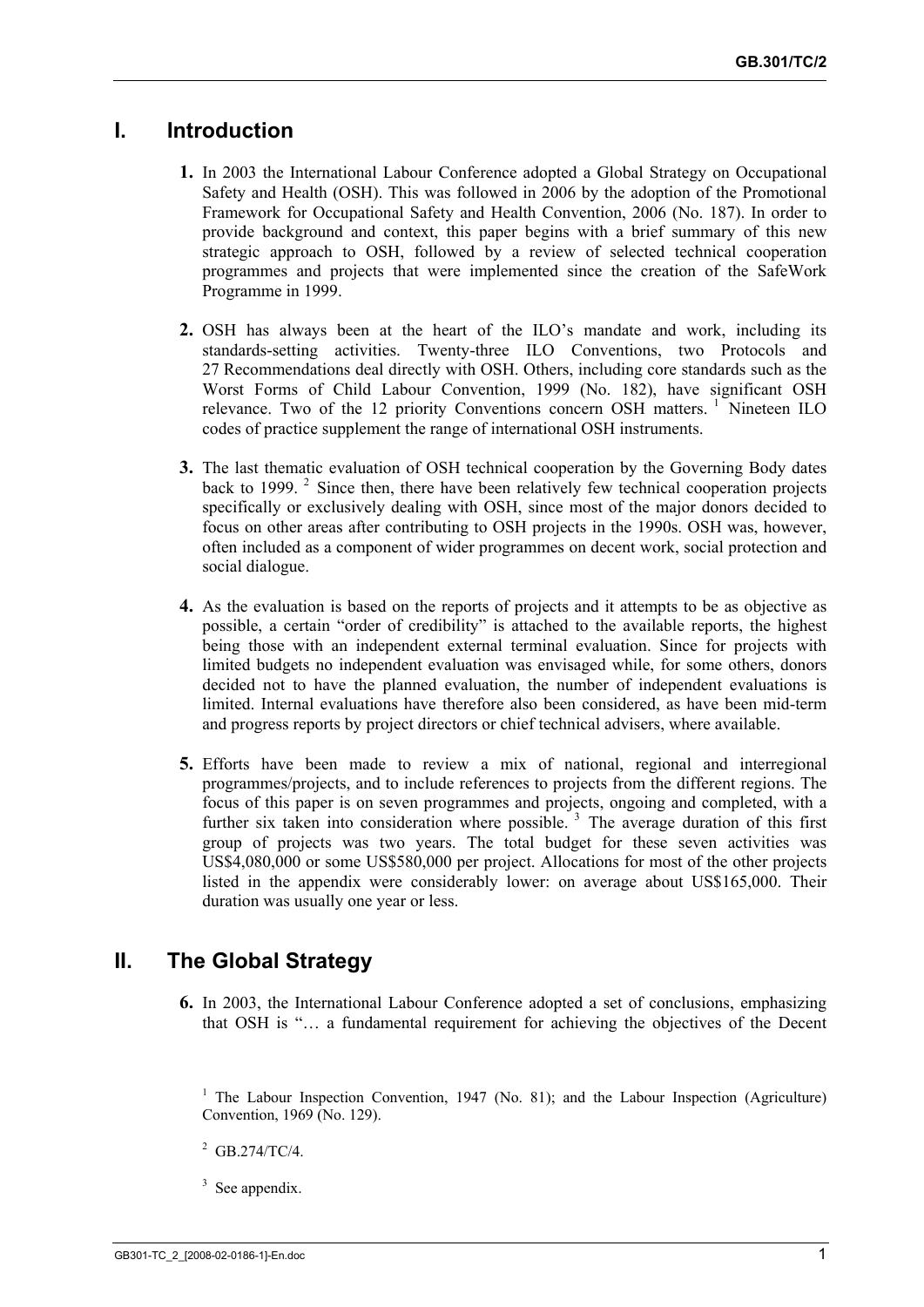## I. Introduction

**1.** In 2003 the International Labour Conference adopted a Global Strategy on Occupational Safety and Health (OSH). This was followed in 2006 by the adoption of the Promotional Framework for Occupational Safety and Health Convention, 2006 (No. 187). In order to provide background and context, this paper begins with a brief summary of this new strategic approach to OSH, followed by a review of selected technical cooperation programmes and projects that were implemented since the creation of the SafeWork Programme in 1999.

**2.** OSH has always been at the heart of the ILO's mandate and work, including its standards-setting activities. Twenty-three ILO Conventions, two Protocols and 27 Recommendations deal directly with OSH. Others, including core standards such as the Worst Forms of Child Labour Convention, 1999 (No. 182), have significant OSH relevance. Two of the 12 priority Conventions concern OSH matters. [1] Nineteen ILO codes of practice supplement the range of international OSH instruments.

**3.** The last thematic evaluation of OSH technical cooperation by the Governing Body dates back to 1999. [2] Since then, there have been relatively few technical cooperation projects specifically or exclusively dealing with OSH, since most of the major donors decided to focus on other areas after contributing to OSH projects in the 1990s. OSH was, however, often included as a component of wider programmes on decent work, social protection and social dialogue.

**4.** As the evaluation is based on the reports of projects and it attempts to be as objective as possible, a certain "order of credibility" is attached to the available reports, the highest being those with an independent external terminal evaluation. Since for projects with limited budgets no independent evaluation was envisaged while, for some others, donors decided not to have the planned evaluation, the number of independent evaluations is limited. Internal evaluations have therefore also been considered, as have been mid-term and progress reports by project directors or chief technical advisers, where available.

**5.** Efforts have been made to review a mix of national, regional and interregional programmes/projects, and to include references to projects from the different regions. The focus of this paper is on seven programmes and projects, ongoing and completed, with a further six taken into consideration where possible. [3] The average duration of this first group of projects was two years. The total budget for these seven activities was US$4,080,000 or some US$580,000 per project. Allocations for most of the other projects listed in the appendix were considerably lower: on average about US$165,000. Their duration was usually one year or less.

## II. The Global Strategy

**6.** In 2003, the International Labour Conference adopted a set of conclusions, emphasizing that OSH is "… a fundamental requirement for achieving the objectives of the Decent

---

[1] The Labour Inspection Convention, 1947 (No. 81); and the Labour Inspection (Agriculture) Convention, 1969 (No. 129).

[2] GB.274/TC/4.

[3] See appendix.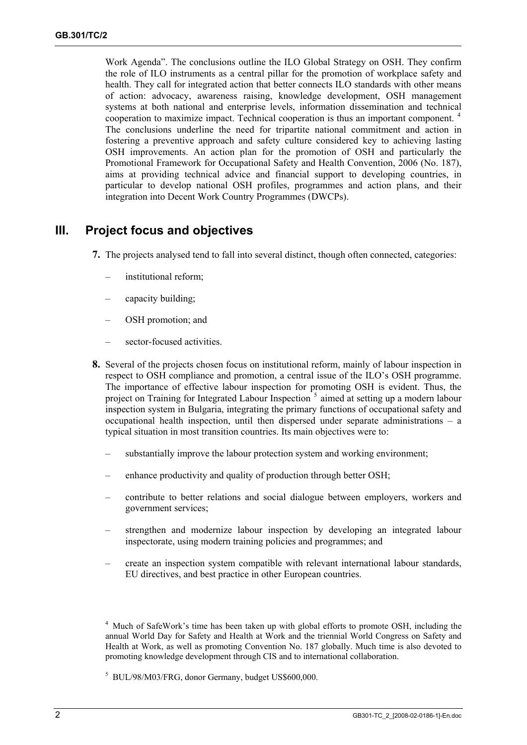Work Agenda". The conclusions outline the ILO Global Strategy on OSH. They confirm the role of ILO instruments as a central pillar for the promotion of workplace safety and health. They call for integrated action that better connects ILO standards with other means of action: advocacy, awareness raising, knowledge development, OSH management systems at both national and enterprise levels, information dissemination and technical cooperation to maximize impact. Technical cooperation is thus an important component. [4] The conclusions underline the need for tripartite national commitment and action in fostering a preventive approach and safety culture considered key to achieving lasting OSH improvements. An action plan for the promotion of OSH and particularly the Promotional Framework for Occupational Safety and Health Convention, 2006 (No. 187), aims at providing technical advice and financial support to developing countries, in particular to develop national OSH profiles, programmes and action plans, and their integration into Decent Work Country Programmes (DWCPs).

## III. Project focus and objectives

**7.** The projects analysed tend to fall into several distinct, though often connected, categories:

– institutional reform;

– capacity building;

– OSH promotion; and

– sector-focused activities.

**8.** Several of the projects chosen focus on institutional reform, mainly of labour inspection in respect to OSH compliance and promotion, a central issue of the ILO's OSH programme. The importance of effective labour inspection for promoting OSH is evident. Thus, the project on Training for Integrated Labour Inspection [5] aimed at setting up a modern labour inspection system in Bulgaria, integrating the primary functions of occupational safety and occupational health inspection, until then dispersed under separate administrations – a typical situation in most transition countries. Its main objectives were to:

– substantially improve the labour protection system and working environment;

– enhance productivity and quality of production through better OSH;

– contribute to better relations and social dialogue between employers, workers and government services;

– strengthen and modernize labour inspection by developing an integrated labour inspectorate, using modern training policies and programmes; and

– create an inspection system compatible with relevant international labour standards, EU directives, and best practice in other European countries.

[4] Much of SafeWork's time has been taken up with global efforts to promote OSH, including the annual World Day for Safety and Health at Work and the triennial World Congress on Safety and Health at Work, as well as promoting Convention No. 187 globally. Much time is also devoted to promoting knowledge development through CIS and to international collaboration.

[5] BUL/98/M03/FRG, donor Germany, budget US$600,000.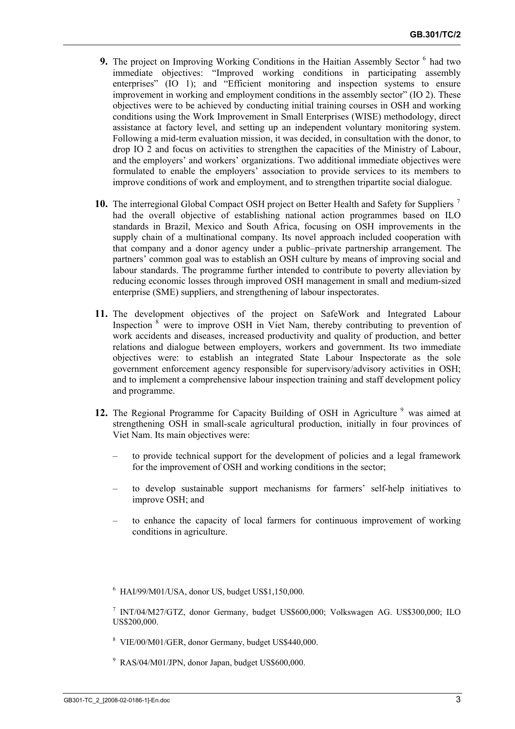**9.** The project on Improving Working Conditions in the Haitian Assembly Sector [6] had two immediate objectives: “Improved working conditions in participating assembly enterprises” (IO 1); and “Efficient monitoring and inspection systems to ensure improvement in working and employment conditions in the assembly sector” (IO 2). These objectives were to be achieved by conducting initial training courses in OSH and working conditions using the Work Improvement in Small Enterprises (WISE) methodology, direct assistance at factory level, and setting up an independent voluntary monitoring system. Following a mid-term evaluation mission, it was decided, in consultation with the donor, to drop IO 2 and focus on activities to strengthen the capacities of the Ministry of Labour, and the employers’ and workers’ organizations. Two additional immediate objectives were formulated to enable the employers’ association to provide services to its members to improve conditions of work and employment, and to strengthen tripartite social dialogue.

**10.** The interregional Global Compact OSH project on Better Health and Safety for Suppliers [7] had the overall objective of establishing national action programmes based on ILO standards in Brazil, Mexico and South Africa, focusing on OSH improvements in the supply chain of a multinational company. Its novel approach included cooperation with that company and a donor agency under a public–private partnership arrangement. The partners’ common goal was to establish an OSH culture by means of improving social and labour standards. The programme further intended to contribute to poverty alleviation by reducing economic losses through improved OSH management in small and medium-sized enterprise (SME) suppliers, and strengthening of labour inspectorates.

**11.** The development objectives of the project on SafeWork and Integrated Labour Inspection [8] were to improve OSH in Viet Nam, thereby contributing to prevention of work accidents and diseases, increased productivity and quality of production, and better relations and dialogue between employers, workers and government. Its two immediate objectives were: to establish an integrated State Labour Inspectorate as the sole government enforcement agency responsible for supervisory/advisory activities in OSH; and to implement a comprehensive labour inspection training and staff development policy and programme.

**12.** The Regional Programme for Capacity Building of OSH in Agriculture [9] was aimed at strengthening OSH in small-scale agricultural production, initially in four provinces of Viet Nam. Its main objectives were:

– to provide technical support for the development of policies and a legal framework for the improvement of OSH and working conditions in the sector;

– to develop sustainable support mechanisms for farmers’ self-help initiatives to improve OSH; and

– to enhance the capacity of local farmers for continuous improvement of working conditions in agriculture.

---

[6] HAI/99/M01/USA, donor US, budget US$1,150,000.

[7] INT/04/M27/GTZ, donor Germany, budget US$600,000; Volkswagen AG. US$300,000; ILO US$200,000.

[8] VIE/00/M01/GER, donor Germany, budget US$440,000.

[9] RAS/04/M01/JPN, donor Japan, budget US$600,000.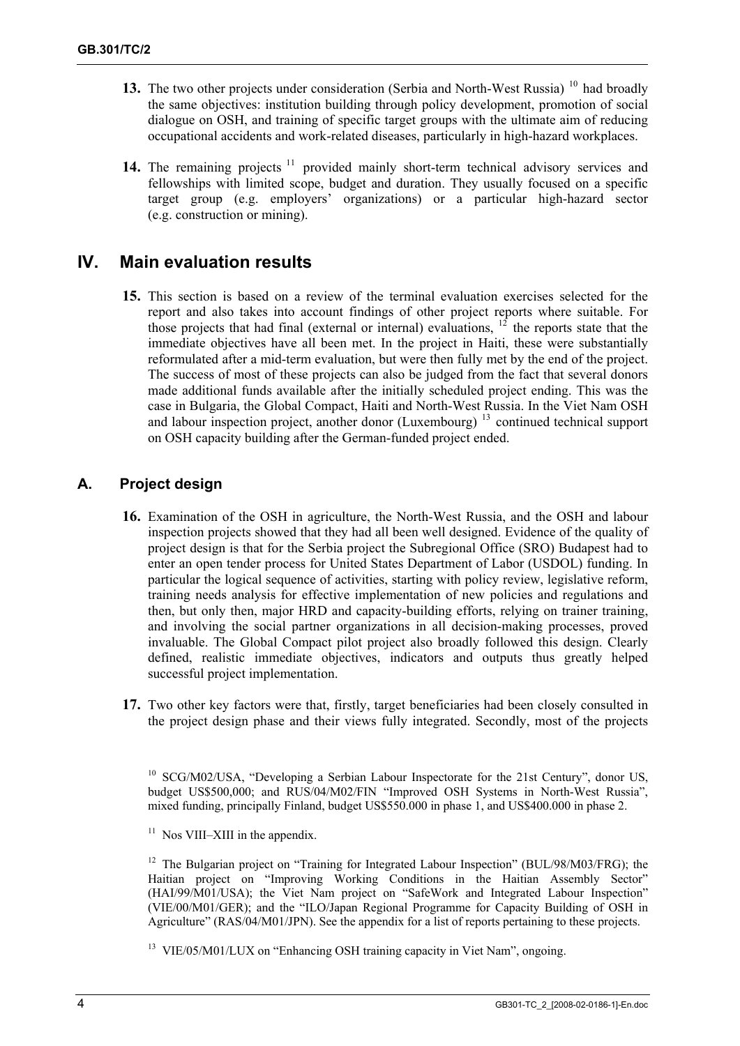**13.** The two other projects under consideration (Serbia and North-West Russia) [10] had broadly the same objectives: institution building through policy development, promotion of social dialogue on OSH, and training of specific target groups with the ultimate aim of reducing occupational accidents and work-related diseases, particularly in high-hazard workplaces.

**14.** The remaining projects [11] provided mainly short-term technical advisory services and fellowships with limited scope, budget and duration. They usually focused on a specific target group (e.g. employers' organizations) or a particular high-hazard sector (e.g. construction or mining).

# IV. Main evaluation results

**15.** This section is based on a review of the terminal evaluation exercises selected for the report and also takes into account findings of other project reports where suitable. For those projects that had final (external or internal) evaluations, [12] the reports state that the immediate objectives have all been met. In the project in Haiti, these were substantially reformulated after a mid-term evaluation, but were then fully met by the end of the project. The success of most of these projects can also be judged from the fact that several donors made additional funds available after the initially scheduled project ending. This was the case in Bulgaria, the Global Compact, Haiti and North-West Russia. In the Viet Nam OSH and labour inspection project, another donor (Luxembourg) [13] continued technical support on OSH capacity building after the German-funded project ended.

## A. Project design

**16.** Examination of the OSH in agriculture, the North-West Russia, and the OSH and labour inspection projects showed that they had all been well designed. Evidence of the quality of project design is that for the Serbia project the Subregional Office (SRO) Budapest had to enter an open tender process for United States Department of Labor (USDOL) funding. In particular the logical sequence of activities, starting with policy review, legislative reform, training needs analysis for effective implementation of new policies and regulations and then, but only then, major HRD and capacity-building efforts, relying on trainer training, and involving the social partner organizations in all decision-making processes, proved invaluable. The Global Compact pilot project also broadly followed this design. Clearly defined, realistic immediate objectives, indicators and outputs thus greatly helped successful project implementation.

**17.** Two other key factors were that, firstly, target beneficiaries had been closely consulted in the project design phase and their views fully integrated. Secondly, most of the projects

---

[10] SCG/M02/USA, "Developing a Serbian Labour Inspectorate for the 21st Century", donor US, budget US$500,000; and RUS/04/M02/FIN "Improved OSH Systems in North-West Russia", mixed funding, principally Finland, budget US$550.000 in phase 1, and US$400.000 in phase 2.

[11] Nos VIII–XIII in the appendix.

[12] The Bulgarian project on "Training for Integrated Labour Inspection" (BUL/98/M03/FRG); the Haitian project on "Improving Working Conditions in the Haitian Assembly Sector" (HAI/99/M01/USA); the Viet Nam project on "SafeWork and Integrated Labour Inspection" (VIE/00/M01/GER); and the "ILO/Japan Regional Programme for Capacity Building of OSH in Agriculture" (RAS/04/M01/JPN). See the appendix for a list of reports pertaining to these projects.

[13] VIE/05/M01/LUX on "Enhancing OSH training capacity in Viet Nam", ongoing.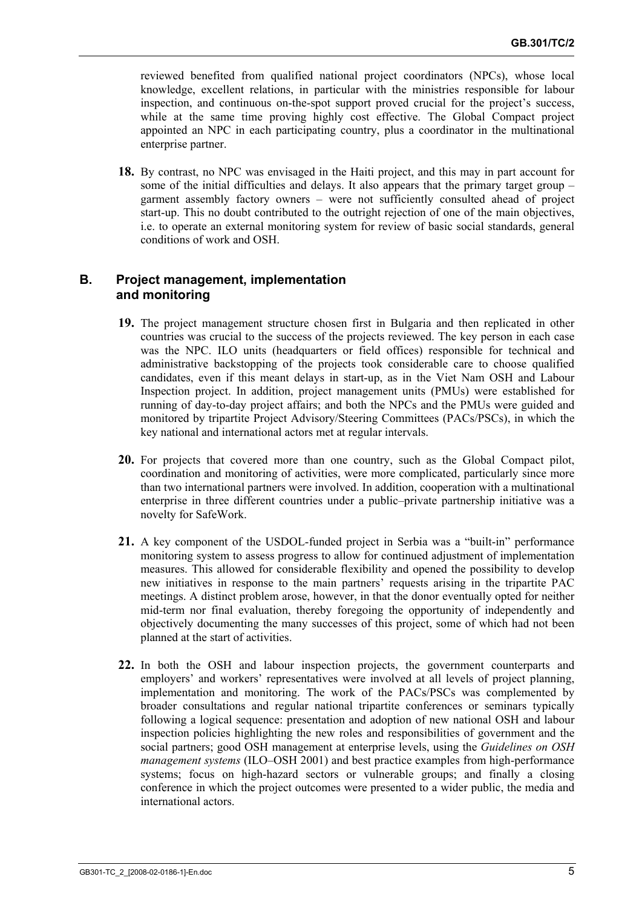reviewed benefited from qualified national project coordinators (NPCs), whose local knowledge, excellent relations, in particular with the ministries responsible for labour inspection, and continuous on-the-spot support proved crucial for the project's success, while at the same time proving highly cost effective. The Global Compact project appointed an NPC in each participating country, plus a coordinator in the multinational enterprise partner.

**18.** By contrast, no NPC was envisaged in the Haiti project, and this may in part account for some of the initial difficulties and delays. It also appears that the primary target group – garment assembly factory owners – were not sufficiently consulted ahead of project start-up. This no doubt contributed to the outright rejection of one of the main objectives, i.e. to operate an external monitoring system for review of basic social standards, general conditions of work and OSH.

## B. Project management, implementation and monitoring

**19.** The project management structure chosen first in Bulgaria and then replicated in other countries was crucial to the success of the projects reviewed. The key person in each case was the NPC. ILO units (headquarters or field offices) responsible for technical and administrative backstopping of the projects took considerable care to choose qualified candidates, even if this meant delays in start-up, as in the Viet Nam OSH and Labour Inspection project. In addition, project management units (PMUs) were established for running of day-to-day project affairs; and both the NPCs and the PMUs were guided and monitored by tripartite Project Advisory/Steering Committees (PACs/PSCs), in which the key national and international actors met at regular intervals.

**20.** For projects that covered more than one country, such as the Global Compact pilot, coordination and monitoring of activities, were more complicated, particularly since more than two international partners were involved. In addition, cooperation with a multinational enterprise in three different countries under a public–private partnership initiative was a novelty for SafeWork.

**21.** A key component of the USDOL-funded project in Serbia was a "built-in" performance monitoring system to assess progress to allow for continued adjustment of implementation measures. This allowed for considerable flexibility and opened the possibility to develop new initiatives in response to the main partners' requests arising in the tripartite PAC meetings. A distinct problem arose, however, in that the donor eventually opted for neither mid-term nor final evaluation, thereby foregoing the opportunity of independently and objectively documenting the many successes of this project, some of which had not been planned at the start of activities.

**22.** In both the OSH and labour inspection projects, the government counterparts and employers' and workers' representatives were involved at all levels of project planning, implementation and monitoring. The work of the PACs/PSCs was complemented by broader consultations and regular national tripartite conferences or seminars typically following a logical sequence: presentation and adoption of new national OSH and labour inspection policies highlighting the new roles and responsibilities of government and the social partners; good OSH management at enterprise levels, using the *Guidelines on OSH management systems* (ILO–OSH 2001) and best practice examples from high-performance systems; focus on high-hazard sectors or vulnerable groups; and finally a closing conference in which the project outcomes were presented to a wider public, the media and international actors.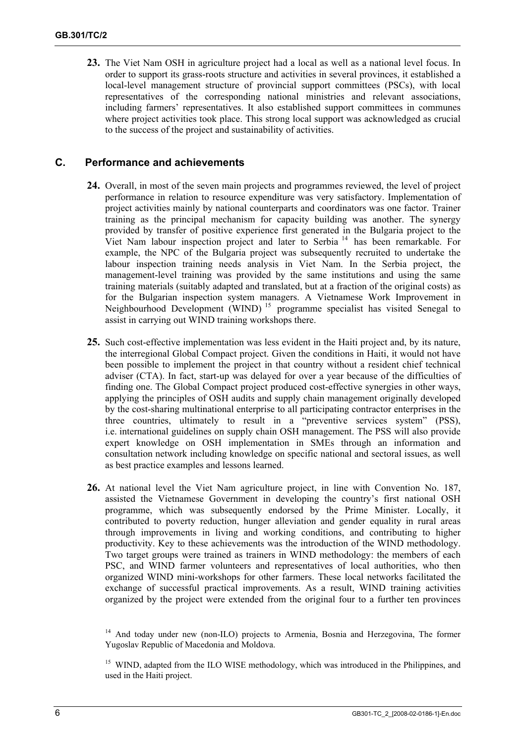**23.** The Viet Nam OSH in agriculture project had a local as well as a national level focus. In order to support its grass-roots structure and activities in several provinces, it established a local-level management structure of provincial support committees (PSCs), with local representatives of the corresponding national ministries and relevant associations, including farmers' representatives. It also established support committees in communes where project activities took place. This strong local support was acknowledged as crucial to the success of the project and sustainability of activities.

## C. Performance and achievements

**24.** Overall, in most of the seven main projects and programmes reviewed, the level of project performance in relation to resource expenditure was very satisfactory. Implementation of project activities mainly by national counterparts and coordinators was one factor. Trainer training as the principal mechanism for capacity building was another. The synergy provided by transfer of positive experience first generated in the Bulgaria project to the Viet Nam labour inspection project and later to Serbia [14] has been remarkable. For example, the NPC of the Bulgaria project was subsequently recruited to undertake the labour inspection training needs analysis in Viet Nam. In the Serbia project, the management-level training was provided by the same institutions and using the same training materials (suitably adapted and translated, but at a fraction of the original costs) as for the Bulgarian inspection system managers. A Vietnamese Work Improvement in Neighbourhood Development (WIND) [15] programme specialist has visited Senegal to assist in carrying out WIND training workshops there.

**25.** Such cost-effective implementation was less evident in the Haiti project and, by its nature, the interregional Global Compact project. Given the conditions in Haiti, it would not have been possible to implement the project in that country without a resident chief technical adviser (CTA). In fact, start-up was delayed for over a year because of the difficulties of finding one. The Global Compact project produced cost-effective synergies in other ways, applying the principles of OSH audits and supply chain management originally developed by the cost-sharing multinational enterprise to all participating contractor enterprises in the three countries, ultimately to result in a "preventive services system" (PSS), i.e. international guidelines on supply chain OSH management. The PSS will also provide expert knowledge on OSH implementation in SMEs through an information and consultation network including knowledge on specific national and sectoral issues, as well as best practice examples and lessons learned.

**26.** At national level the Viet Nam agriculture project, in line with Convention No. 187, assisted the Vietnamese Government in developing the country's first national OSH programme, which was subsequently endorsed by the Prime Minister. Locally, it contributed to poverty reduction, hunger alleviation and gender equality in rural areas through improvements in living and working conditions, and contributing to higher productivity. Key to these achievements was the introduction of the WIND methodology. Two target groups were trained as trainers in WIND methodology: the members of each PSC, and WIND farmer volunteers and representatives of local authorities, who then organized WIND mini-workshops for other farmers. These local networks facilitated the exchange of successful practical improvements. As a result, WIND training activities organized by the project were extended from the original four to a further ten provinces

[14] And today under new (non-ILO) projects to Armenia, Bosnia and Herzegovina, The former Yugoslav Republic of Macedonia and Moldova.

[15] WIND, adapted from the ILO WISE methodology, which was introduced in the Philippines, and used in the Haiti project.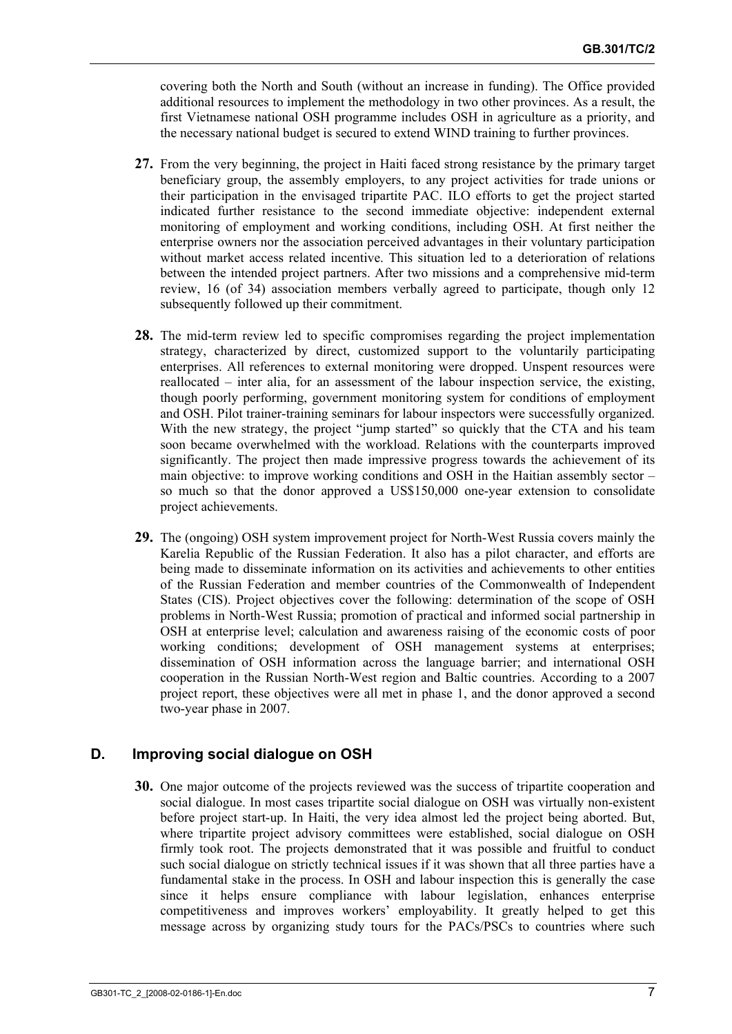covering both the North and South (without an increase in funding). The Office provided additional resources to implement the methodology in two other provinces. As a result, the first Vietnamese national OSH programme includes OSH in agriculture as a priority, and the necessary national budget is secured to extend WIND training to further provinces.

**27.** From the very beginning, the project in Haiti faced strong resistance by the primary target beneficiary group, the assembly employers, to any project activities for trade unions or their participation in the envisaged tripartite PAC. ILO efforts to get the project started indicated further resistance to the second immediate objective: independent external monitoring of employment and working conditions, including OSH. At first neither the enterprise owners nor the association perceived advantages in their voluntary participation without market access related incentive. This situation led to a deterioration of relations between the intended project partners. After two missions and a comprehensive mid-term review, 16 (of 34) association members verbally agreed to participate, though only 12 subsequently followed up their commitment.

**28.** The mid-term review led to specific compromises regarding the project implementation strategy, characterized by direct, customized support to the voluntarily participating enterprises. All references to external monitoring were dropped. Unspent resources were reallocated – inter alia, for an assessment of the labour inspection service, the existing, though poorly performing, government monitoring system for conditions of employment and OSH. Pilot trainer-training seminars for labour inspectors were successfully organized. With the new strategy, the project "jump started" so quickly that the CTA and his team soon became overwhelmed with the workload. Relations with the counterparts improved significantly. The project then made impressive progress towards the achievement of its main objective: to improve working conditions and OSH in the Haitian assembly sector – so much so that the donor approved a US$150,000 one-year extension to consolidate project achievements.

**29.** The (ongoing) OSH system improvement project for North-West Russia covers mainly the Karelia Republic of the Russian Federation. It also has a pilot character, and efforts are being made to disseminate information on its activities and achievements to other entities of the Russian Federation and member countries of the Commonwealth of Independent States (CIS). Project objectives cover the following: determination of the scope of OSH problems in North-West Russia; promotion of practical and informed social partnership in OSH at enterprise level; calculation and awareness raising of the economic costs of poor working conditions; development of OSH management systems at enterprises; dissemination of OSH information across the language barrier; and international OSH cooperation in the Russian North-West region and Baltic countries. According to a 2007 project report, these objectives were all met in phase 1, and the donor approved a second two-year phase in 2007.

## D. Improving social dialogue on OSH

**30.** One major outcome of the projects reviewed was the success of tripartite cooperation and social dialogue. In most cases tripartite social dialogue on OSH was virtually non-existent before project start-up. In Haiti, the very idea almost led the project being aborted. But, where tripartite project advisory committees were established, social dialogue on OSH firmly took root. The projects demonstrated that it was possible and fruitful to conduct such social dialogue on strictly technical issues if it was shown that all three parties have a fundamental stake in the process. In OSH and labour inspection this is generally the case since it helps ensure compliance with labour legislation, enhances enterprise competitiveness and improves workers' employability. It greatly helped to get this message across by organizing study tours for the PACs/PSCs to countries where such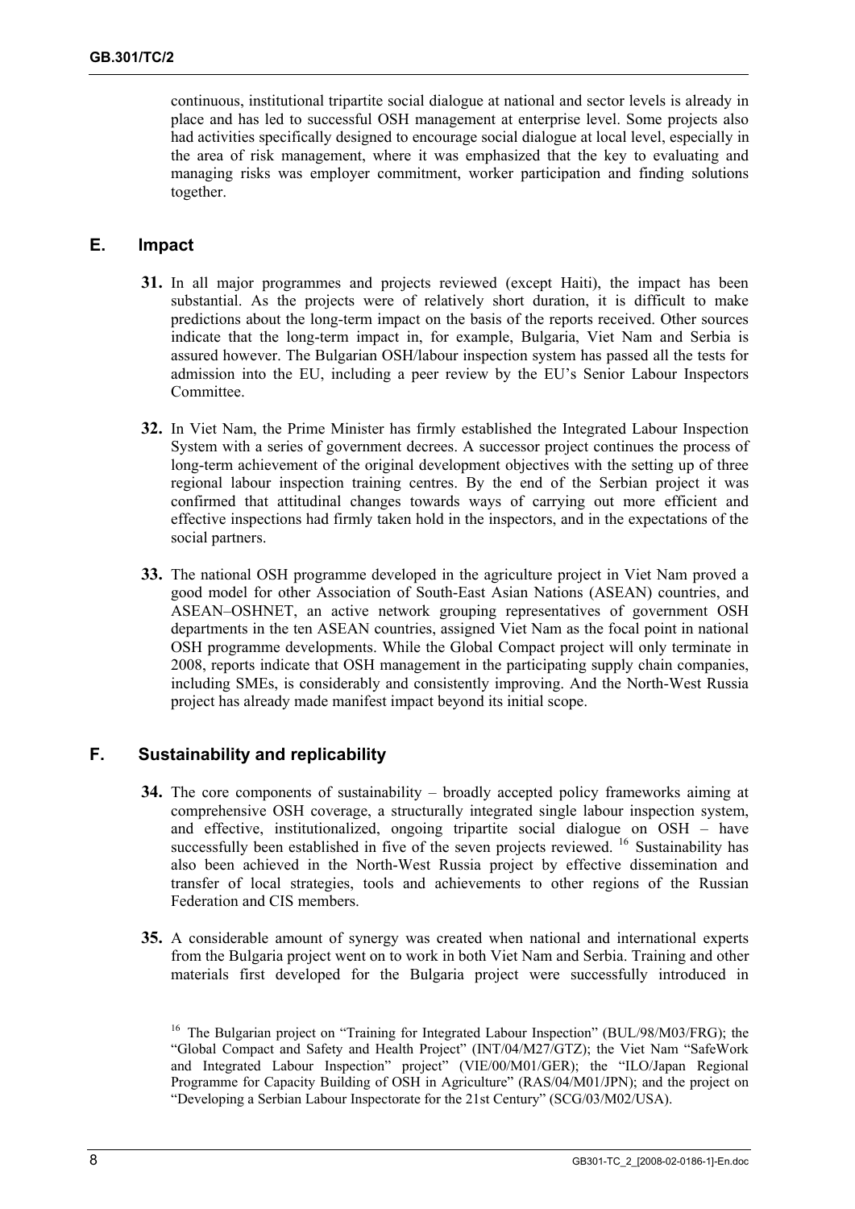continuous, institutional tripartite social dialogue at national and sector levels is already in place and has led to successful OSH management at enterprise level. Some projects also had activities specifically designed to encourage social dialogue at local level, especially in the area of risk management, where it was emphasized that the key to evaluating and managing risks was employer commitment, worker participation and finding solutions together.

## E. Impact

**31.** In all major programmes and projects reviewed (except Haiti), the impact has been substantial. As the projects were of relatively short duration, it is difficult to make predictions about the long-term impact on the basis of the reports received. Other sources indicate that the long-term impact in, for example, Bulgaria, Viet Nam and Serbia is assured however. The Bulgarian OSH/labour inspection system has passed all the tests for admission into the EU, including a peer review by the EU's Senior Labour Inspectors Committee.

**32.** In Viet Nam, the Prime Minister has firmly established the Integrated Labour Inspection System with a series of government decrees. A successor project continues the process of long-term achievement of the original development objectives with the setting up of three regional labour inspection training centres. By the end of the Serbian project it was confirmed that attitudinal changes towards ways of carrying out more efficient and effective inspections had firmly taken hold in the inspectors, and in the expectations of the social partners.

**33.** The national OSH programme developed in the agriculture project in Viet Nam proved a good model for other Association of South-East Asian Nations (ASEAN) countries, and ASEAN–OSHNET, an active network grouping representatives of government OSH departments in the ten ASEAN countries, assigned Viet Nam as the focal point in national OSH programme developments. While the Global Compact project will only terminate in 2008, reports indicate that OSH management in the participating supply chain companies, including SMEs, is considerably and consistently improving. And the North-West Russia project has already made manifest impact beyond its initial scope.

## F. Sustainability and replicability

**34.** The core components of sustainability – broadly accepted policy frameworks aiming at comprehensive OSH coverage, a structurally integrated single labour inspection system, and effective, institutionalized, ongoing tripartite social dialogue on OSH – have successfully been established in five of the seven projects reviewed. [16] Sustainability has also been achieved in the North-West Russia project by effective dissemination and transfer of local strategies, tools and achievements to other regions of the Russian Federation and CIS members.

**35.** A considerable amount of synergy was created when national and international experts from the Bulgaria project went on to work in both Viet Nam and Serbia. Training and other materials first developed for the Bulgaria project were successfully introduced in

[16] The Bulgarian project on "Training for Integrated Labour Inspection" (BUL/98/M03/FRG); the "Global Compact and Safety and Health Project" (INT/04/M27/GTZ); the Viet Nam "SafeWork and Integrated Labour Inspection" project" (VIE/00/M01/GER); the "ILO/Japan Regional Programme for Capacity Building of OSH in Agriculture" (RAS/04/M01/JPN); and the project on "Developing a Serbian Labour Inspectorate for the 21st Century" (SCG/03/M02/USA).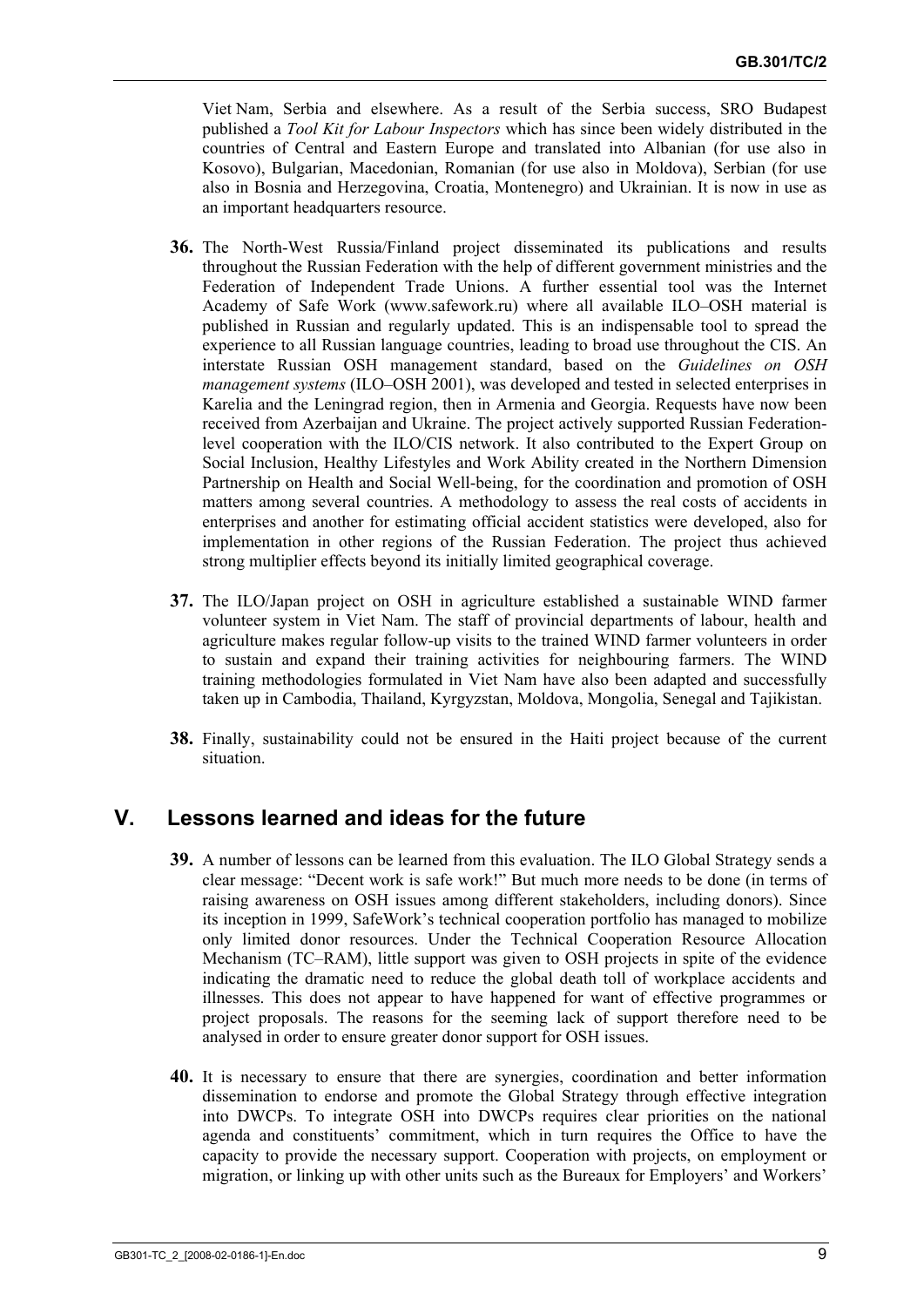Viet Nam, Serbia and elsewhere. As a result of the Serbia success, SRO Budapest published a *Tool Kit for Labour Inspectors* which has since been widely distributed in the countries of Central and Eastern Europe and translated into Albanian (for use also in Kosovo), Bulgarian, Macedonian, Romanian (for use also in Moldova), Serbian (for use also in Bosnia and Herzegovina, Croatia, Montenegro) and Ukrainian. It is now in use as an important headquarters resource.

**36.** The North-West Russia/Finland project disseminated its publications and results throughout the Russian Federation with the help of different government ministries and the Federation of Independent Trade Unions. A further essential tool was the Internet Academy of Safe Work (www.safework.ru) where all available ILO–OSH material is published in Russian and regularly updated. This is an indispensable tool to spread the experience to all Russian language countries, leading to broad use throughout the CIS. An interstate Russian OSH management standard, based on the *Guidelines on OSH management systems* (ILO–OSH 2001), was developed and tested in selected enterprises in Karelia and the Leningrad region, then in Armenia and Georgia. Requests have now been received from Azerbaijan and Ukraine. The project actively supported Russian Federation-level cooperation with the ILO/CIS network. It also contributed to the Expert Group on Social Inclusion, Healthy Lifestyles and Work Ability created in the Northern Dimension Partnership on Health and Social Well-being, for the coordination and promotion of OSH matters among several countries. A methodology to assess the real costs of accidents in enterprises and another for estimating official accident statistics were developed, also for implementation in other regions of the Russian Federation. The project thus achieved strong multiplier effects beyond its initially limited geographical coverage.

**37.** The ILO/Japan project on OSH in agriculture established a sustainable WIND farmer volunteer system in Viet Nam. The staff of provincial departments of labour, health and agriculture makes regular follow-up visits to the trained WIND farmer volunteers in order to sustain and expand their training activities for neighbouring farmers. The WIND training methodologies formulated in Viet Nam have also been adapted and successfully taken up in Cambodia, Thailand, Kyrgyzstan, Moldova, Mongolia, Senegal and Tajikistan.

**38.** Finally, sustainability could not be ensured in the Haiti project because of the current situation.

## V. Lessons learned and ideas for the future

**39.** A number of lessons can be learned from this evaluation. The ILO Global Strategy sends a clear message: "Decent work is safe work!" But much more needs to be done (in terms of raising awareness on OSH issues among different stakeholders, including donors). Since its inception in 1999, SafeWork's technical cooperation portfolio has managed to mobilize only limited donor resources. Under the Technical Cooperation Resource Allocation Mechanism (TC–RAM), little support was given to OSH projects in spite of the evidence indicating the dramatic need to reduce the global death toll of workplace accidents and illnesses. This does not appear to have happened for want of effective programmes or project proposals. The reasons for the seeming lack of support therefore need to be analysed in order to ensure greater donor support for OSH issues.

**40.** It is necessary to ensure that there are synergies, coordination and better information dissemination to endorse and promote the Global Strategy through effective integration into DWCPs. To integrate OSH into DWCPs requires clear priorities on the national agenda and constituents' commitment, which in turn requires the Office to have the capacity to provide the necessary support. Cooperation with projects, on employment or migration, or linking up with other units such as the Bureaux for Employers' and Workers'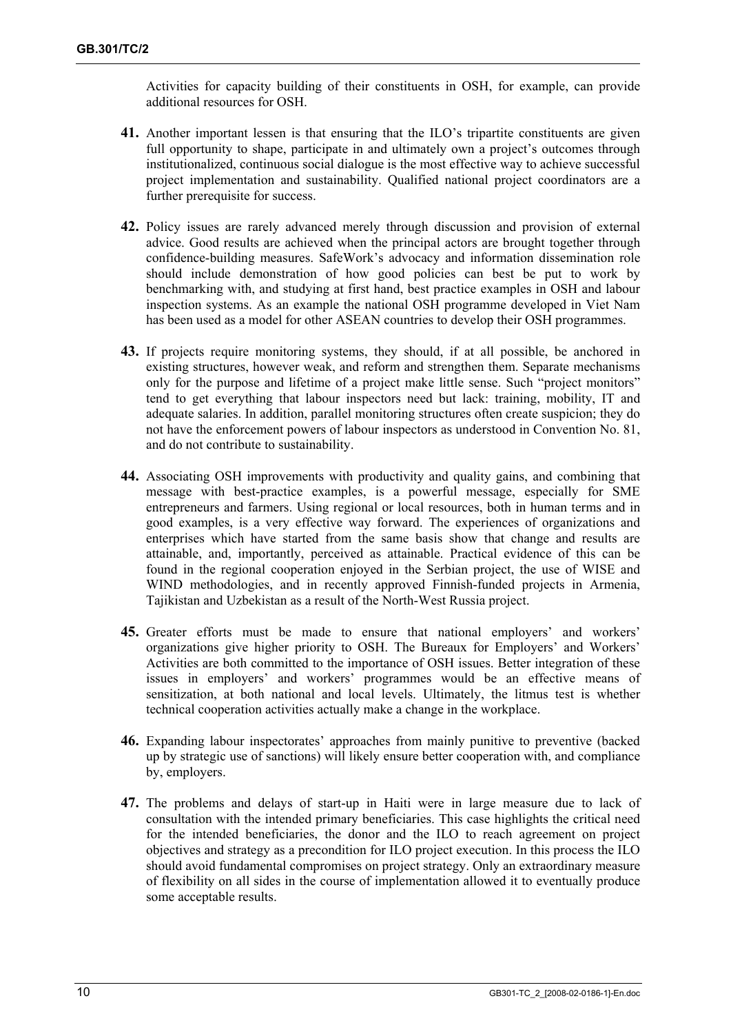Activities for capacity building of their constituents in OSH, for example, can provide additional resources for OSH.

**41.** Another important lessen is that ensuring that the ILO's tripartite constituents are given full opportunity to shape, participate in and ultimately own a project's outcomes through institutionalized, continuous social dialogue is the most effective way to achieve successful project implementation and sustainability. Qualified national project coordinators are a further prerequisite for success.

**42.** Policy issues are rarely advanced merely through discussion and provision of external advice. Good results are achieved when the principal actors are brought together through confidence-building measures. SafeWork's advocacy and information dissemination role should include demonstration of how good policies can best be put to work by benchmarking with, and studying at first hand, best practice examples in OSH and labour inspection systems. As an example the national OSH programme developed in Viet Nam has been used as a model for other ASEAN countries to develop their OSH programmes.

**43.** If projects require monitoring systems, they should, if at all possible, be anchored in existing structures, however weak, and reform and strengthen them. Separate mechanisms only for the purpose and lifetime of a project make little sense. Such "project monitors" tend to get everything that labour inspectors need but lack: training, mobility, IT and adequate salaries. In addition, parallel monitoring structures often create suspicion; they do not have the enforcement powers of labour inspectors as understood in Convention No. 81, and do not contribute to sustainability.

**44.** Associating OSH improvements with productivity and quality gains, and combining that message with best-practice examples, is a powerful message, especially for SME entrepreneurs and farmers. Using regional or local resources, both in human terms and in good examples, is a very effective way forward. The experiences of organizations and enterprises which have started from the same basis show that change and results are attainable, and, importantly, perceived as attainable. Practical evidence of this can be found in the regional cooperation enjoyed in the Serbian project, the use of WISE and WIND methodologies, and in recently approved Finnish-funded projects in Armenia, Tajikistan and Uzbekistan as a result of the North-West Russia project.

**45.** Greater efforts must be made to ensure that national employers' and workers' organizations give higher priority to OSH. The Bureaux for Employers' and Workers' Activities are both committed to the importance of OSH issues. Better integration of these issues in employers' and workers' programmes would be an effective means of sensitization, at both national and local levels. Ultimately, the litmus test is whether technical cooperation activities actually make a change in the workplace.

**46.** Expanding labour inspectorates' approaches from mainly punitive to preventive (backed up by strategic use of sanctions) will likely ensure better cooperation with, and compliance by, employers.

**47.** The problems and delays of start-up in Haiti were in large measure due to lack of consultation with the intended primary beneficiaries. This case highlights the critical need for the intended beneficiaries, the donor and the ILO to reach agreement on project objectives and strategy as a precondition for ILO project execution. In this process the ILO should avoid fundamental compromises on project strategy. Only an extraordinary measure of flexibility on all sides in the course of implementation allowed it to eventually produce some acceptable results.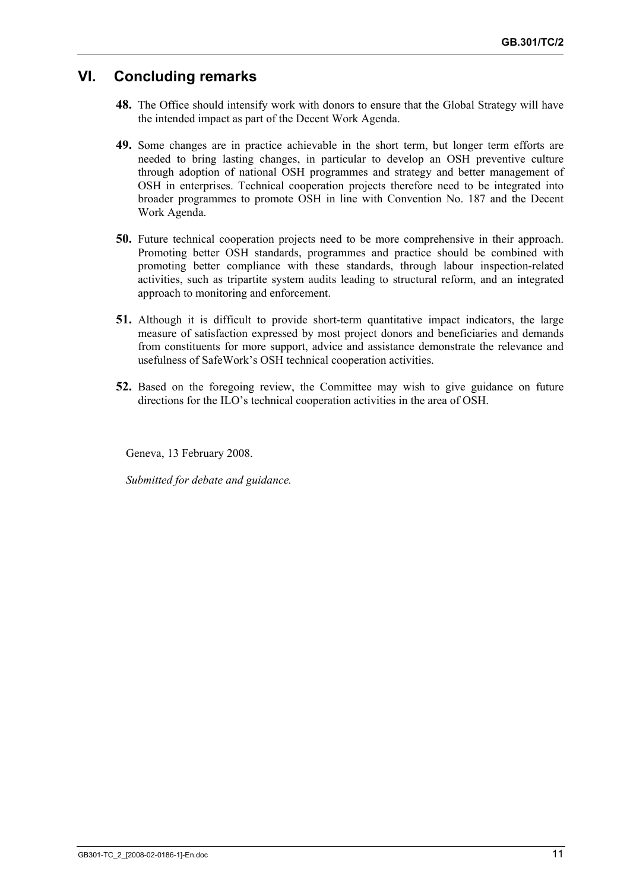## VI. Concluding remarks

**48.** The Office should intensify work with donors to ensure that the Global Strategy will have the intended impact as part of the Decent Work Agenda.

**49.** Some changes are in practice achievable in the short term, but longer term efforts are needed to bring lasting changes, in particular to develop an OSH preventive culture through adoption of national OSH programmes and strategy and better management of OSH in enterprises. Technical cooperation projects therefore need to be integrated into broader programmes to promote OSH in line with Convention No. 187 and the Decent Work Agenda.

**50.** Future technical cooperation projects need to be more comprehensive in their approach. Promoting better OSH standards, programmes and practice should be combined with promoting better compliance with these standards, through labour inspection-related activities, such as tripartite system audits leading to structural reform, and an integrated approach to monitoring and enforcement.

**51.** Although it is difficult to provide short-term quantitative impact indicators, the large measure of satisfaction expressed by most project donors and beneficiaries and demands from constituents for more support, advice and assistance demonstrate the relevance and usefulness of SafeWork's OSH technical cooperation activities.

**52.** Based on the foregoing review, the Committee may wish to give guidance on future directions for the ILO's technical cooperation activities in the area of OSH.

Geneva, 13 February 2008.

*Submitted for debate and guidance.*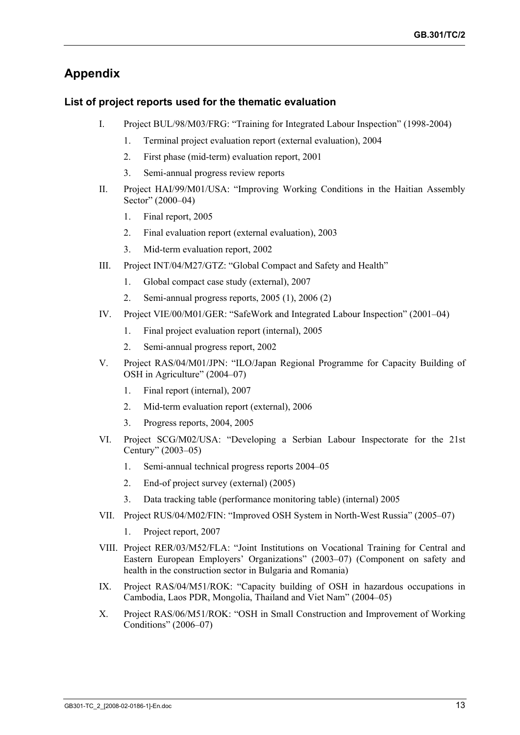## Appendix

### List of project reports used for the thematic evaluation

I. Project BUL/98/M03/FRG: "Training for Integrated Labour Inspection" (1998-2004)

1. Terminal project evaluation report (external evaluation), 2004
2. First phase (mid-term) evaluation report, 2001
3. Semi-annual progress review reports

II. Project HAI/99/M01/USA: "Improving Working Conditions in the Haitian Assembly Sector" (2000–04)

1. Final report, 2005
2. Final evaluation report (external evaluation), 2003
3. Mid-term evaluation report, 2002

III. Project INT/04/M27/GTZ: "Global Compact and Safety and Health"

1. Global compact case study (external), 2007
2. Semi-annual progress reports, 2005 (1), 2006 (2)

IV. Project VIE/00/M01/GER: "SafeWork and Integrated Labour Inspection" (2001–04)

1. Final project evaluation report (internal), 2005
2. Semi-annual progress report, 2002

V. Project RAS/04/M01/JPN: "ILO/Japan Regional Programme for Capacity Building of OSH in Agriculture" (2004–07)

1. Final report (internal), 2007
2. Mid-term evaluation report (external), 2006
3. Progress reports, 2004, 2005

VI. Project SCG/M02/USA: "Developing a Serbian Labour Inspectorate for the 21st Century" (2003–05)

1. Semi-annual technical progress reports 2004–05
2. End-of project survey (external) (2005)
3. Data tracking table (performance monitoring table) (internal) 2005

VII. Project RUS/04/M02/FIN: "Improved OSH System in North-West Russia" (2005–07)

1. Project report, 2007

VIII. Project RER/03/M52/FLA: "Joint Institutions on Vocational Training for Central and Eastern European Employers' Organizations" (2003–07) (Component on safety and health in the construction sector in Bulgaria and Romania)

IX. Project RAS/04/M51/ROK: "Capacity building of OSH in hazardous occupations in Cambodia, Laos PDR, Mongolia, Thailand and Viet Nam" (2004–05)

X. Project RAS/06/M51/ROK: "OSH in Small Construction and Improvement of Working Conditions" (2006–07)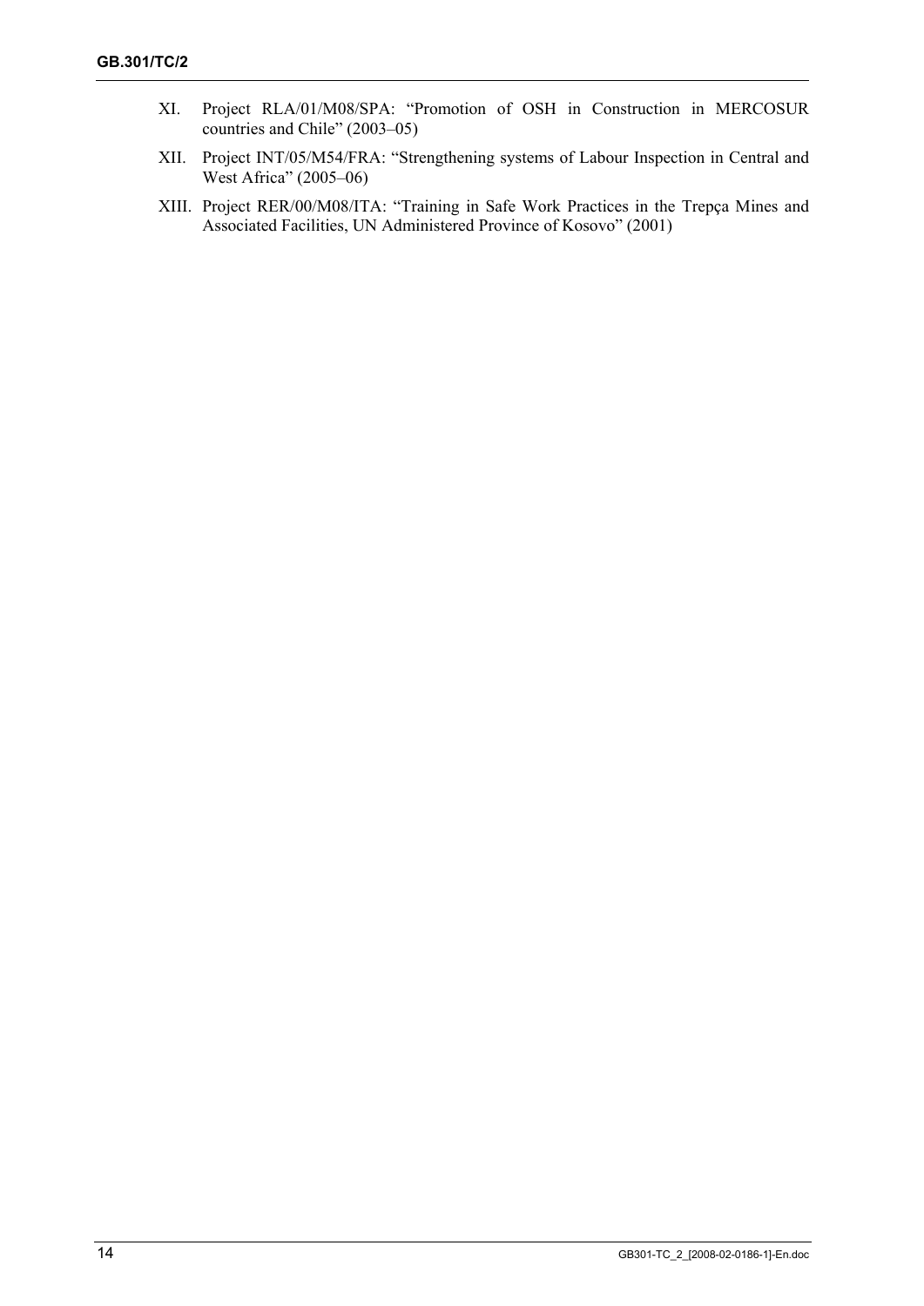XI. Project RLA/01/M08/SPA: "Promotion of OSH in Construction in MERCOSUR countries and Chile" (2003–05)

XII. Project INT/05/M54/FRA: "Strengthening systems of Labour Inspection in Central and West Africa" (2005–06)

XIII. Project RER/00/M08/ITA: "Training in Safe Work Practices in the Trepça Mines and Associated Facilities, UN Administered Province of Kosovo" (2001)